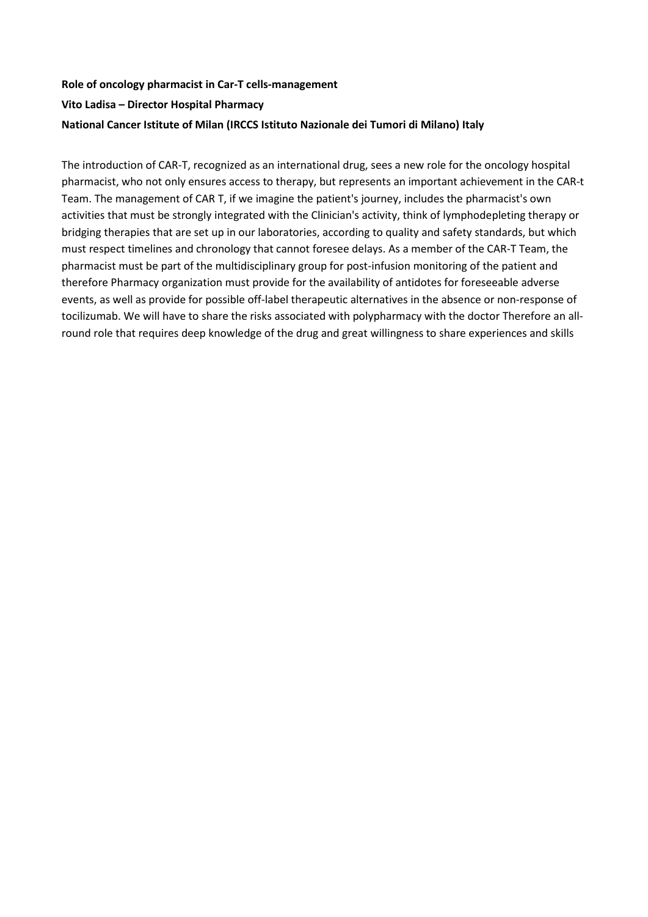**Role of oncology pharmacist in Car-T cells-management**

**Vito Ladisa – Director Hospital Pharmacy**

**National Cancer Istitute of Milan (IRCCS Istituto Nazionale dei Tumori di Milano) Italy**

The introduction of CAR-T, recognized as an international drug, sees a new role for the oncology hospital pharmacist, who not only ensures access to therapy, but represents an important achievement in the CAR-t Team. The management of CAR T, if we imagine the patient's journey, includes the pharmacist's own activities that must be strongly integrated with the Clinician's activity, think of lymphodepleting therapy or bridging therapies that are set up in our laboratories, according to quality and safety standards, but which must respect timelines and chronology that cannot foresee delays. As a member of the CAR-T Team, the pharmacist must be part of the multidisciplinary group for post-infusion monitoring of the patient and therefore Pharmacy organization must provide for the availability of antidotes for foreseeable adverse events, as well as provide for possible off-label therapeutic alternatives in the absence or non-response of tocilizumab. We will have to share the risks associated with polypharmacy with the doctor Therefore an all-round role that requires deep knowledge of the drug and great willingness to share experiences and skills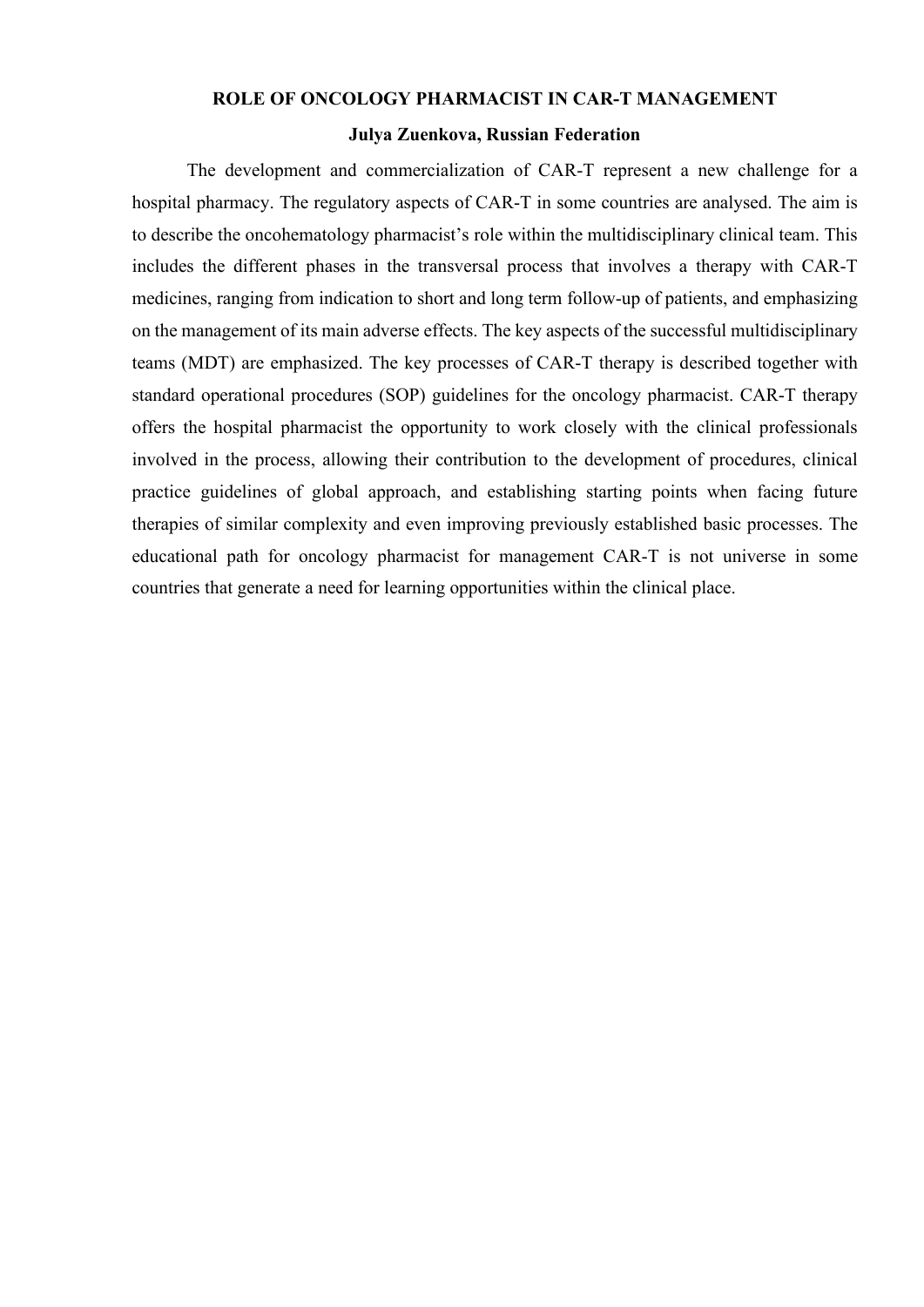## ROLE OF ONCOLOGY PHARMACIST IN CAR-T MANAGEMENT

**Julya Zuenkova, Russian Federation**

The development and commercialization of CAR-T represent a new challenge for a hospital pharmacy. The regulatory aspects of CAR-T in some countries are analysed. The aim is to describe the oncohematology pharmacist's role within the multidisciplinary clinical team. This includes the different phases in the transversal process that involves a therapy with CAR-T medicines, ranging from indication to short and long term follow-up of patients, and emphasizing on the management of its main adverse effects. The key aspects of the successful multidisciplinary teams (MDT) are emphasized. The key processes of CAR-T therapy is described together with standard operational procedures (SOP) guidelines for the oncology pharmacist. CAR-T therapy offers the hospital pharmacist the opportunity to work closely with the clinical professionals involved in the process, allowing their contribution to the development of procedures, clinical practice guidelines of global approach, and establishing starting points when facing future therapies of similar complexity and even improving previously established basic processes. The educational path for oncology pharmacist for management CAR-T is not universe in some countries that generate a need for learning opportunities within the clinical place.